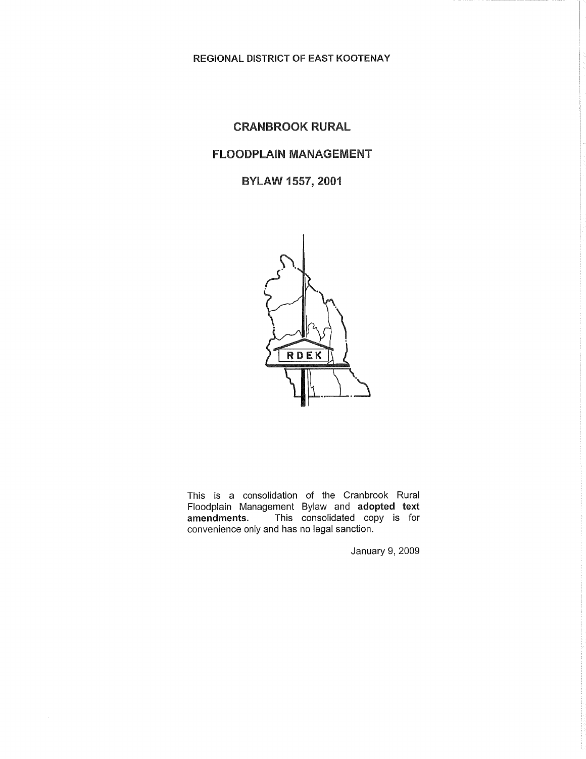REGIONAL DISTRICT OF EAST KOOTENAY

# CRANBROOK RURAL

# FLOODPLAIN MANAGEMENT

# BYLAW 1557, 2001

This is a consolidation of the Cranbrook Rural Floodplain Management Bylaw and **adopted text amendments.** This consolidated copy is for convenience only and has no legal sanction.

January 9, 2009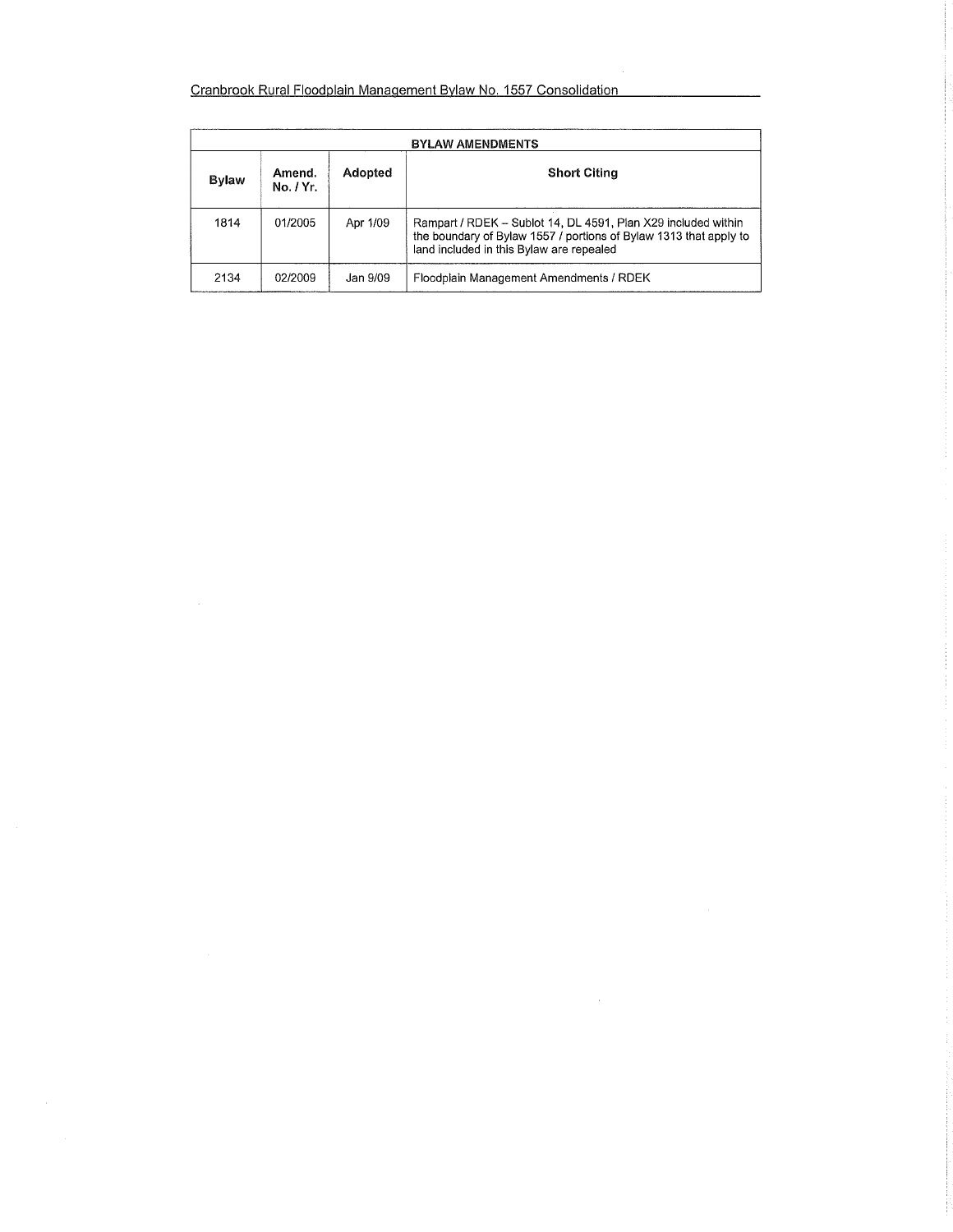| BYLAW AMENDMENTS | | | |
|---|---|---|---|
| **Bylaw** | **Amend. No. / Yr.** | **Adopted** | **Short Citing** |
| 1814 | 01/2005 | Apr 1/09 | Rampart / RDEK – Sublot 14, DL 4591, Plan X29 included within the boundary of Bylaw 1557 / portions of Bylaw 1313 that apply to land included in this Bylaw are repealed |
| 2134 | 02/2009 | Jan 9/09 | Floodplain Management Amendments / RDEK |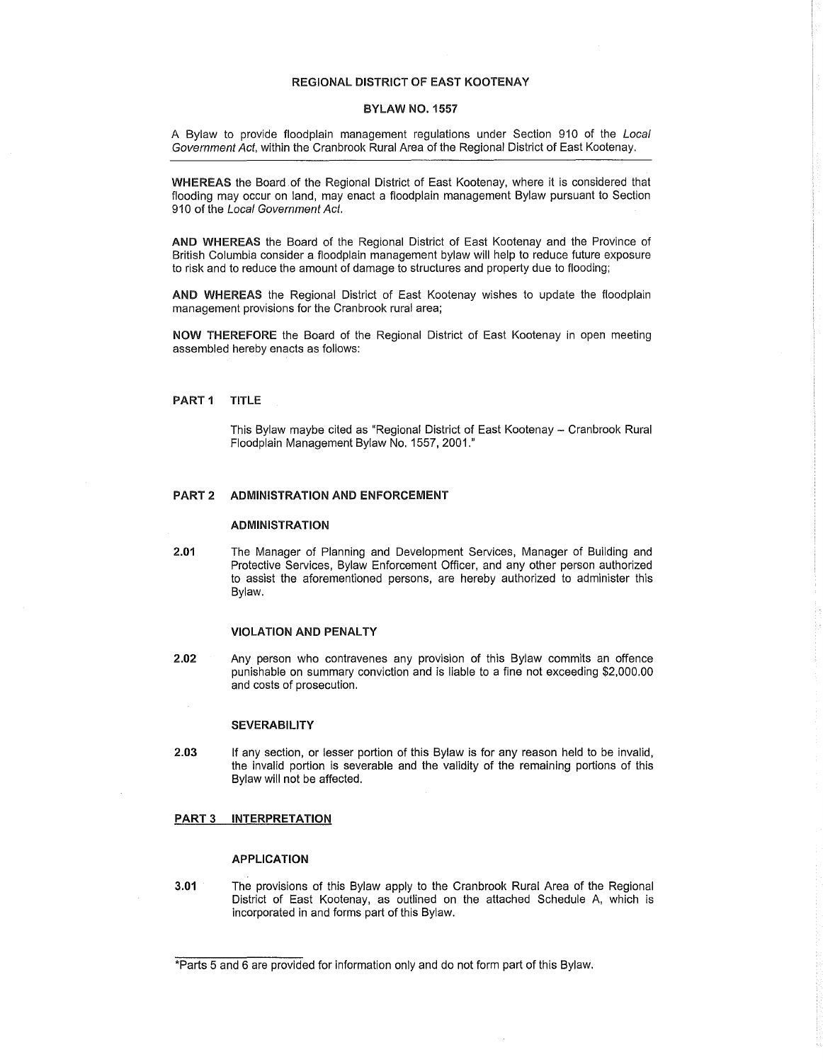# REGIONAL DISTRICT OF EAST KOOTENAY

## BYLAW NO. 1557

A Bylaw to provide floodplain management regulations under Section 910 of the *Local Government Act*, within the Cranbrook Rural Area of the Regional District of East Kootenay.

---

**WHEREAS** the Board of the Regional District of East Kootenay, where it is considered that flooding may occur on land, may enact a floodplain management Bylaw pursuant to Section 910 of the *Local Government Act*.

**AND WHEREAS** the Board of the Regional District of East Kootenay and the Province of British Columbia consider a floodplain management bylaw will help to reduce future exposure to risk and to reduce the amount of damage to structures and property due to flooding;

**AND WHEREAS** the Regional District of East Kootenay wishes to update the floodplain management provisions for the Cranbrook rural area;

**NOW THEREFORE** the Board of the Regional District of East Kootenay in open meeting assembled hereby enacts as follows:

## PART 1 TITLE

This Bylaw maybe cited as "Regional District of East Kootenay – Cranbrook Rural Floodplain Management Bylaw No. 1557, 2001."

## PART 2 ADMINISTRATION AND ENFORCEMENT

### ADMINISTRATION

**2.01** The Manager of Planning and Development Services, Manager of Building and Protective Services, Bylaw Enforcement Officer, and any other person authorized to assist the aforementioned persons, are hereby authorized to administer this Bylaw.

### VIOLATION AND PENALTY

**2.02** Any person who contravenes any provision of this Bylaw commits an offence punishable on summary conviction and is liable to a fine not exceeding $2,000.00 and costs of prosecution.

### SEVERABILITY

**2.03** If any section, or lesser portion of this Bylaw is for any reason held to be invalid, the invalid portion is severable and the validity of the remaining portions of this Bylaw will not be affected.

## PART 3 INTERPRETATION

### APPLICATION

**3.01** The provisions of this Bylaw apply to the Cranbrook Rural Area of the Regional District of East Kootenay, as outlined on the attached Schedule A, which is incorporated in and forms part of this Bylaw.

---

*Parts 5 and 6 are provided for information only and do not form part of this Bylaw.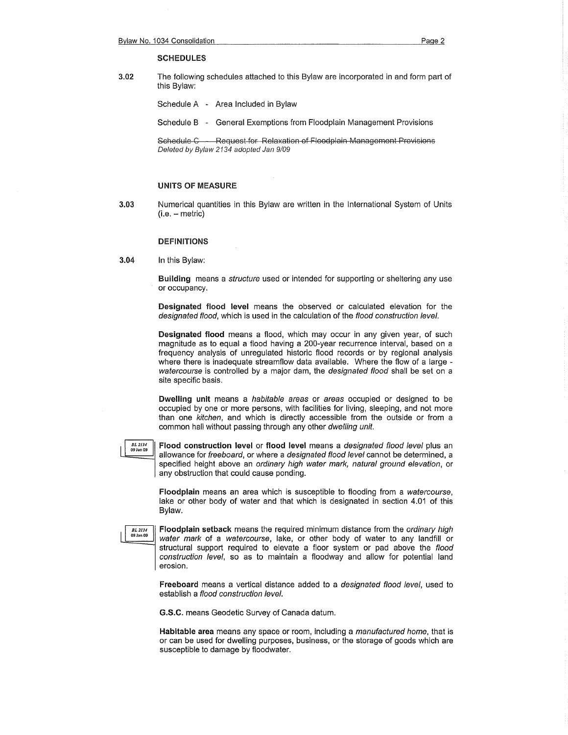### SCHEDULES

**3.02** The following schedules attached to this Bylaw are incorporated in and form part of this Bylaw:

Schedule A - Area Included in Bylaw

Schedule B - General Exemptions from Floodplain Management Provisions

~~Schedule C - Request for Relaxation of Floodplain Management Provisions~~
*Deleted by Bylaw 2134 adopted Jan 9/09*

### UNITS OF MEASURE

**3.03** Numerical quantities in this Bylaw are written in the International System of Units (i.e. – metric)

### DEFINITIONS

**3.04** In this Bylaw:

**Building** means a *structure* used or intended for supporting or sheltering any use or occupancy.

**Designated flood level** means the observed or calculated elevation for the *designated flood*, which is used in the calculation of the *flood construction level.*

**Designated flood** means a flood, which may occur in any given year, of such magnitude as to equal a flood having a 200-year recurrence interval, based on a frequency analysis of unregulated historic flood records or by regional analysis where there is inadequate streamflow data available. Where the flow of a large - *watercourse* is controlled by a major dam, the *designated flood* shall be set on a site specific basis.

**Dwelling unit** means a *habitable areas* or *areas* occupied or designed to be occupied by one or more persons, with facilities for living, sleeping, and not more than one *kitchen*, and which is directly accessible from the outside or from a common hall without passing through any other *dwelling unit.*

*BL 2134 09 Jan 09*

**Flood construction level** or **flood level** means a *designated flood level* plus an allowance for *freeboard*, or where a *designated flood level* cannot be determined, a specified height above an *ordinary high water mark, natural ground elevation*, or any obstruction that could cause ponding.

**Floodplain** means an area which is susceptible to flooding from a *watercourse*, lake or other body of water and that which is designated in section 4.01 of this Bylaw.

*BL 2134 09 Jan 09*

**Floodplain setback** means the required minimum distance from the *ordinary high water mark* of a *watercourse*, lake, or other body of water to any landfill or structural support required to elevate a floor system or pad above the *flood construction level*, so as to maintain a floodway and allow for potential land erosion.

**Freeboard** means a vertical distance added to a *designated flood level*, used to establish a *flood construction level.*

**G.S.C.** means Geodetic Survey of Canada datum.

**Habitable area** means any space or room, including a *manufactured home*, that is or can be used for dwelling purposes, business, or the storage of goods which are susceptible to damage by floodwater.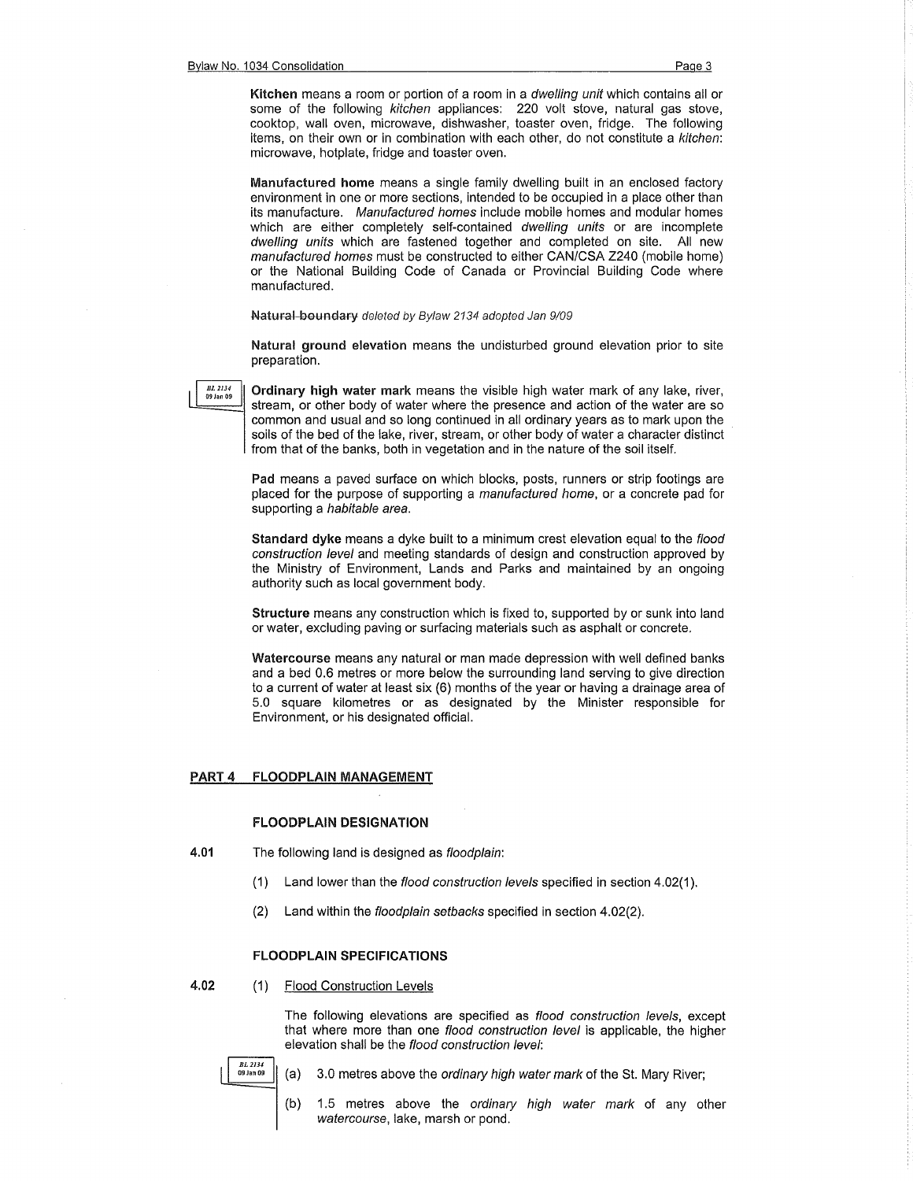**Kitchen** means a room or portion of a room in a *dwelling unit* which contains all or some of the following *kitchen* appliances: 220 volt stove, natural gas stove, cooktop, wall oven, microwave, dishwasher, toaster oven, fridge. The following items, on their own or in combination with each other, do not constitute a *kitchen*: microwave, hotplate, fridge and toaster oven.

**Manufactured home** means a single family dwelling built in an enclosed factory environment in one or more sections, intended to be occupied in a place other than its manufacture. *Manufactured homes* include mobile homes and modular homes which are either completely self-contained *dwelling units* or are incomplete *dwelling units* which are fastened together and completed on site. All new *manufactured homes* must be constructed to either CAN/CSA Z240 (mobile home) or the National Building Code of Canada or Provincial Building Code where manufactured.

~~**Natural boundary**~~ *deleted by Bylaw 2134 adopted Jan 9/09*

**Natural ground elevation** means the undisturbed ground elevation prior to site preparation.

BL 2134 09 Jan 09

**Ordinary high water mark** means the visible high water mark of any lake, river, stream, or other body of water where the presence and action of the water are so common and usual and so long continued in all ordinary years as to mark upon the soils of the bed of the lake, river, stream, or other body of water a character distinct from that of the banks, both in vegetation and in the nature of the soil itself.

**Pad** means a paved surface on which blocks, posts, runners or strip footings are placed for the purpose of supporting a *manufactured home*, or a concrete pad for supporting a *habitable area*.

**Standard dyke** means a dyke built to a minimum crest elevation equal to the *flood construction level* and meeting standards of design and construction approved by the Ministry of Environment, Lands and Parks and maintained by an ongoing authority such as local government body.

**Structure** means any construction which is fixed to, supported by or sunk into land or water, excluding paving or surfacing materials such as asphalt or concrete.

**Watercourse** means any natural or man made depression with well defined banks and a bed 0.6 metres or more below the surrounding land serving to give direction to a current of water at least six (6) months of the year or having a drainage area of 5.0 square kilometres or as designated by the Minister responsible for Environment, or his designated official.

## PART 4 FLOODPLAIN MANAGEMENT

### FLOODPLAIN DESIGNATION

**4.01** The following land is designed as *floodplain*:

(1) Land lower than the *flood construction levels* specified in section 4.02(1).

(2) Land within the *floodplain setbacks* specified in section 4.02(2).

### FLOODPLAIN SPECIFICATIONS

**4.02** (1) Flood Construction Levels

The following elevations are specified as *flood construction levels*, except that where more than one *flood construction level* is applicable, the higher elevation shall be the *flood construction level*:

BL 2134 09 Jan 09

(a) 3.0 metres above the *ordinary high water mark* of the St. Mary River;

(b) 1.5 metres above the *ordinary high water mark* of any other *watercourse*, lake, marsh or pond.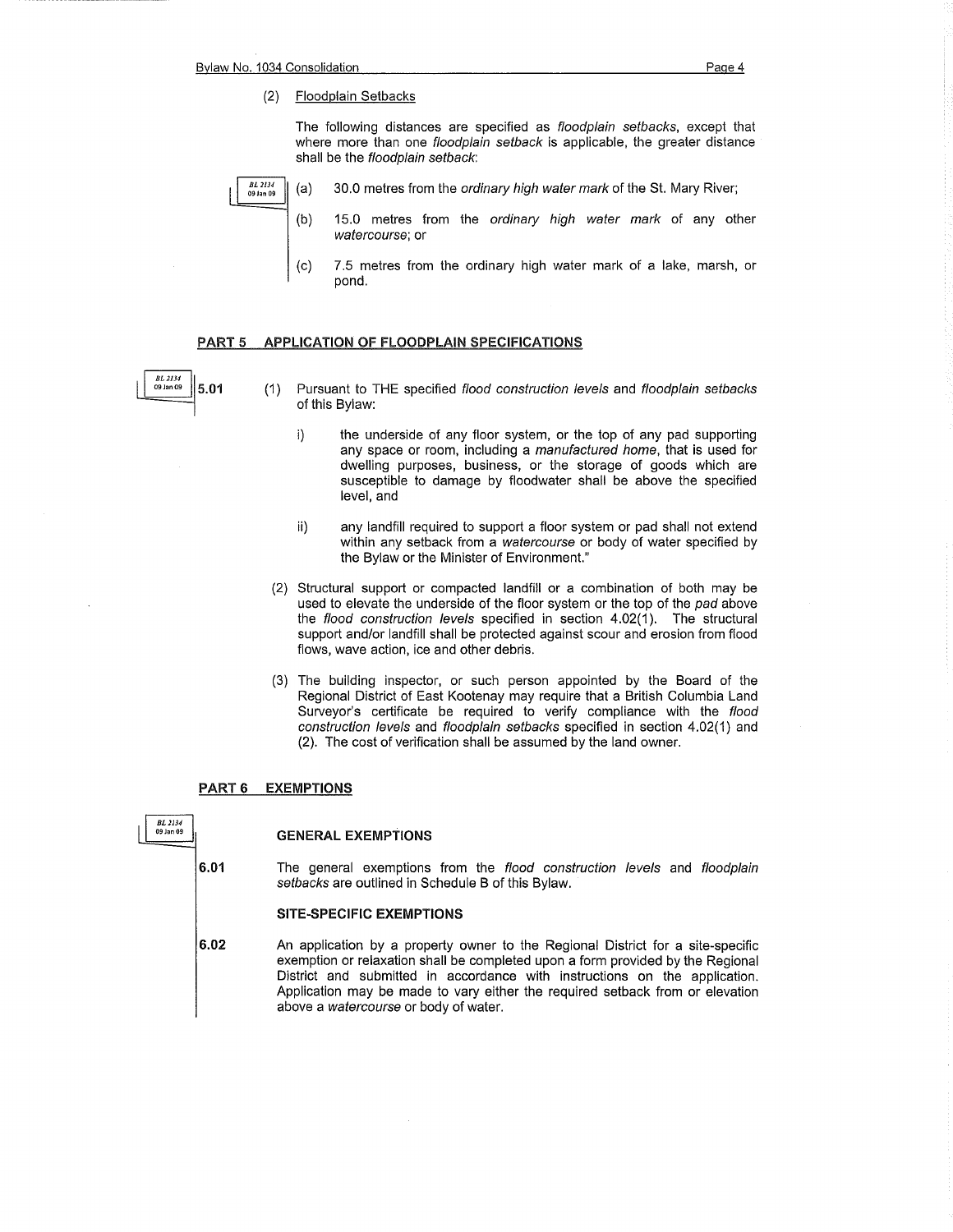(2) Floodplain Setbacks

The following distances are specified as *floodplain setbacks*, except that where more than one *floodplain setback* is applicable, the greater distance shall be the *floodplain setback*:

BL 2134 09 Jan 09

(a) 30.0 metres from the *ordinary high water mark* of the St. Mary River;

(b) 15.0 metres from the *ordinary high water mark* of any other *watercourse*; or

(c) 7.5 metres from the ordinary high water mark of a lake, marsh, or pond.

## PART 5 APPLICATION OF FLOODPLAIN SPECIFICATIONS

BL 2134 09 Jan 09

**5.01** (1) Pursuant to THE specified *flood construction levels* and *floodplain setbacks* of this Bylaw:

i) the underside of any floor system, or the top of any pad supporting any space or room, including a *manufactured home*, that is used for dwelling purposes, business, or the storage of goods which are susceptible to damage by floodwater shall be above the specified level, and

ii) any landfill required to support a floor system or pad shall not extend within any setback from a *watercourse* or body of water specified by the Bylaw or the Minister of Environment."

(2) Structural support or compacted landfill or a combination of both may be used to elevate the underside of the floor system or the top of the *pad* above the *flood construction levels* specified in section 4.02(1). The structural support and/or landfill shall be protected against scour and erosion from flood flows, wave action, ice and other debris.

(3) The building inspector, or such person appointed by the Board of the Regional District of East Kootenay may require that a British Columbia Land Surveyor's certificate be required to verify compliance with the *flood construction levels* and *floodplain setbacks* specified in section 4.02(1) and (2). The cost of verification shall be assumed by the land owner.

## PART 6 EXEMPTIONS

BL 2134 09 Jan 09

**GENERAL EXEMPTIONS**

**6.01** The general exemptions from the *flood construction levels* and *floodplain setbacks* are outlined in Schedule B of this Bylaw.

**SITE-SPECIFIC EXEMPTIONS**

**6.02** An application by a property owner to the Regional District for a site-specific exemption or relaxation shall be completed upon a form provided by the Regional District and submitted in accordance with instructions on the application. Application may be made to vary either the required setback from or elevation above a *watercourse* or body of water.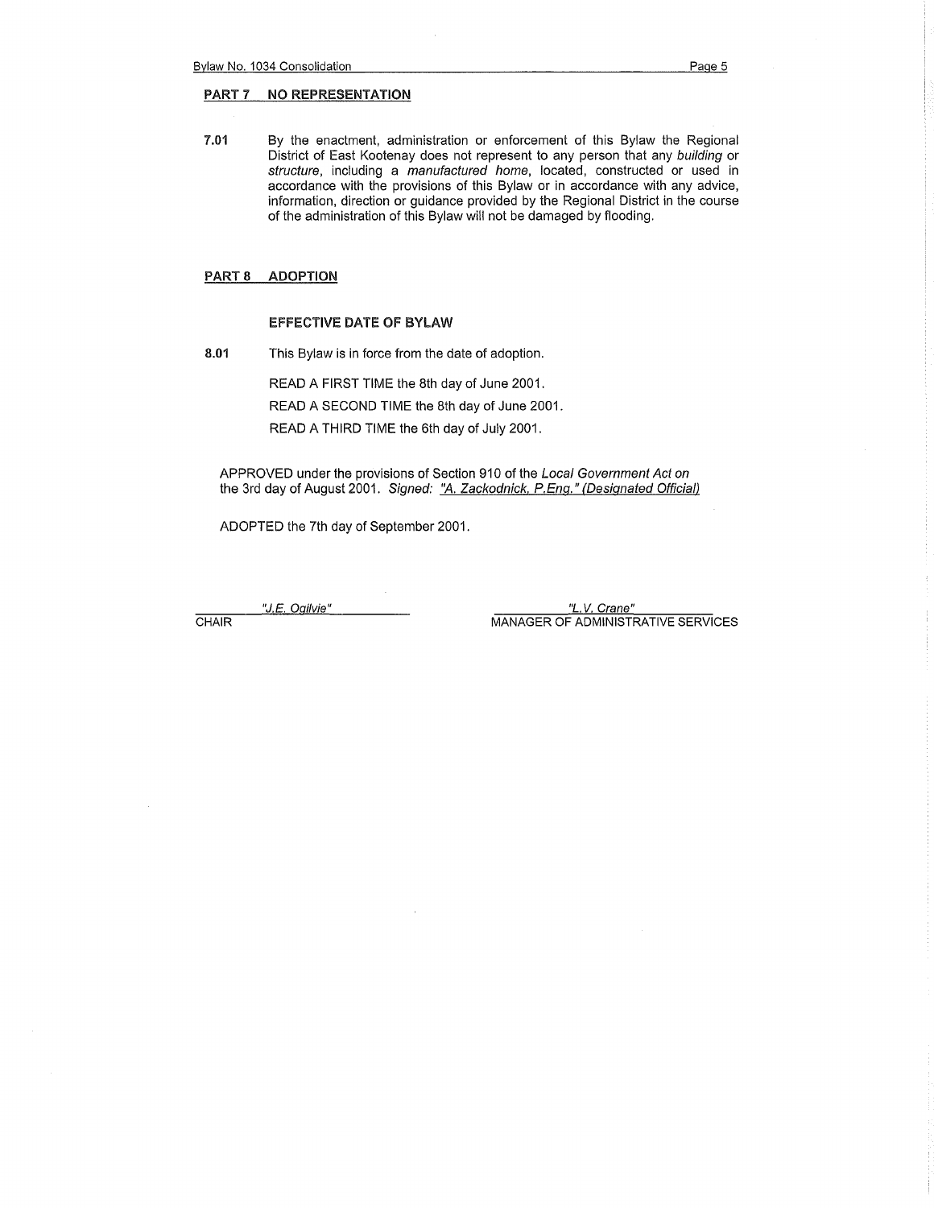## PART 7 NO REPRESENTATION

**7.01** By the enactment, administration or enforcement of this Bylaw the Regional District of East Kootenay does not represent to any person that any *building* or *structure*, including a *manufactured home*, located, constructed or used in accordance with the provisions of this Bylaw or in accordance with any advice, information, direction or guidance provided by the Regional District in the course of the administration of this Bylaw will not be damaged by flooding.

## PART 8 ADOPTION

### EFFECTIVE DATE OF BYLAW

**8.01** This Bylaw is in force from the date of adoption.

READ A FIRST TIME the 8th day of June 2001.

READ A SECOND TIME the 8th day of June 2001.

READ A THIRD TIME the 6th day of July 2001.

APPROVED under the provisions of Section 910 of the *Local Government Act on* the 3rd day of August 2001. *Signed: "A. Zackodnick, P.Eng." (Designated Official)*

ADOPTED the 7th day of September 2001.

| *"J.E. Ogilvie"* | *"L.V. Crane"* |
|---|---|
| CHAIR | MANAGER OF ADMINISTRATIVE SERVICES |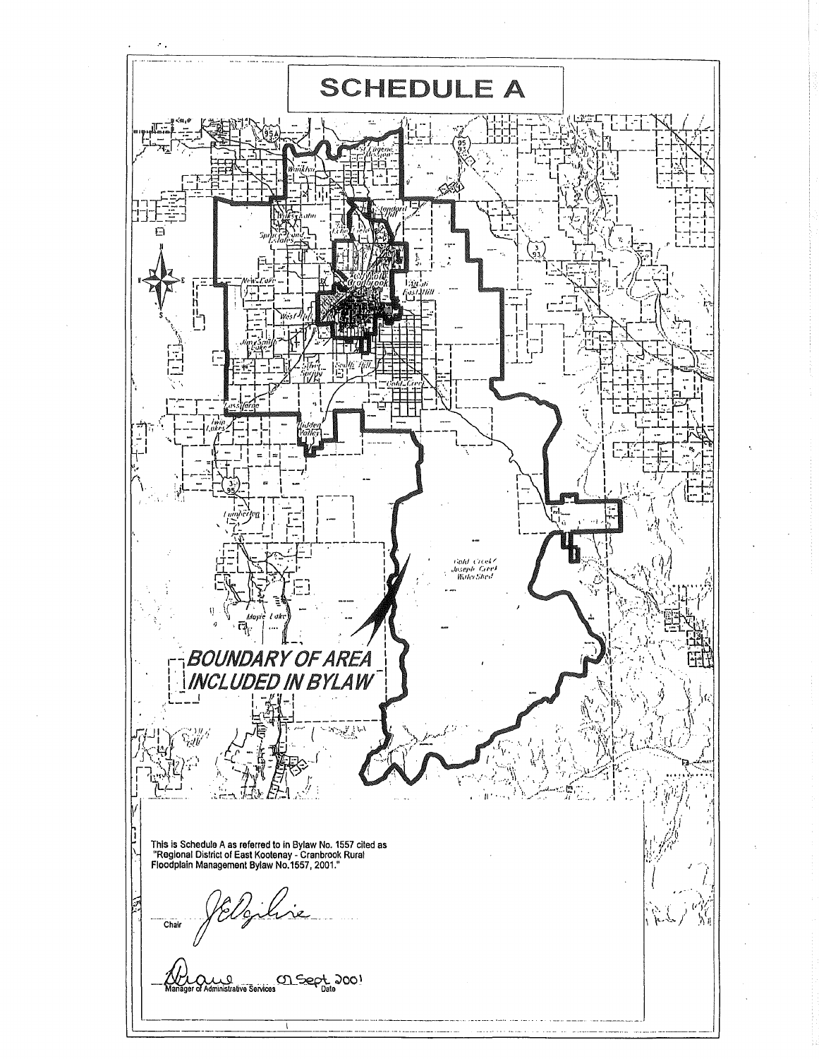# SCHEDULE A

BOUNDARY OF AREA INCLUDED IN BYLAW

This is Schedule A as referred to in Bylaw No. 1557 cited as "Regional District of East Kootenay - Cranbrook Rural Floodplain Management Bylaw No.1557, 2001."

Chair

Manager of Administrative Services 07 Sept 2001 Date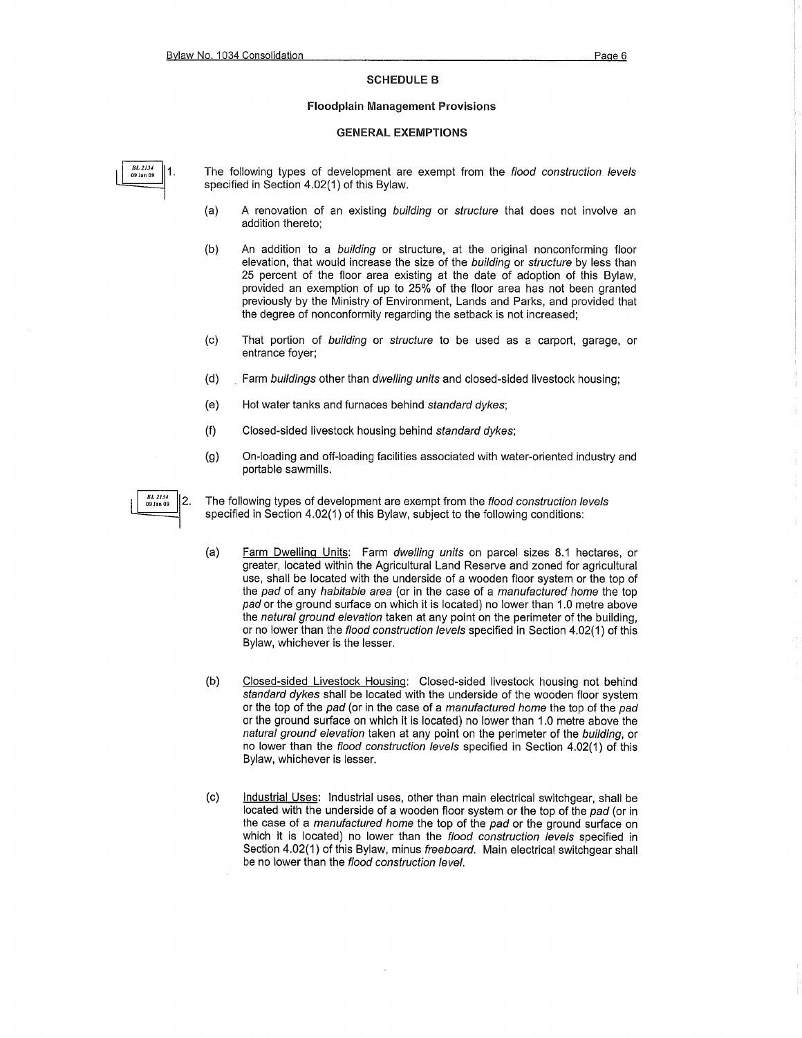## SCHEDULE B

### Floodplain Management Provisions

### GENERAL EXEMPTIONS

BL 2134 09 Jan 09

1. The following types of development are exempt from the *flood construction levels* specified in Section 4.02(1) of this Bylaw.

   (a) A renovation of an existing *building* or *structure* that does not involve an addition thereto;

   (b) An addition to a *building* or structure, at the original nonconforming floor elevation, that would increase the size of the *building* or *structure* by less than 25 percent of the floor area existing at the date of adoption of this Bylaw, provided an exemption of up to 25% of the floor area has not been granted previously by the Ministry of Environment, Lands and Parks, and provided that the degree of nonconformity regarding the setback is not increased;

   (c) That portion of *building* or *structure* to be used as a carport, garage, or entrance foyer;

   (d) Farm *buildings* other than *dwelling units* and closed-sided livestock housing;

   (e) Hot water tanks and furnaces behind *standard dykes*;

   (f) Closed-sided livestock housing behind *standard dykes*;

   (g) On-loading and off-loading facilities associated with water-oriented industry and portable sawmills.

BL 2134 09 Jan 09

2. The following types of development are exempt from the *flood construction levels* specified in Section 4.02(1) of this Bylaw, subject to the following conditions:

   (a) Farm Dwelling Units: Farm *dwelling units* on parcel sizes 8.1 hectares, or greater, located within the Agricultural Land Reserve and zoned for agricultural use, shall be located with the underside of a wooden floor system or the top of the *pad* of any *habitable area* (or in the case of a *manufactured home* the top *pad* or the ground surface on which it is located) no lower than 1.0 metre above the *natural ground elevation* taken at any point on the perimeter of the building, or no lower than the *flood construction levels* specified in Section 4.02(1) of this Bylaw, whichever is the lesser.

   (b) Closed-sided Livestock Housing: Closed-sided livestock housing not behind *standard dykes* shall be located with the underside of the wooden floor system or the top of the *pad* (or in the case of a *manufactured home* the top of the *pad* or the ground surface on which it is located) no lower than 1.0 metre above the *natural ground elevation* taken at any point on the perimeter of the *building*, or no lower than the *flood construction levels* specified in Section 4.02(1) of this Bylaw, whichever is lesser.

   (c) Industrial Uses: Industrial uses, other than main electrical switchgear, shall be located with the underside of a wooden floor system or the top of the *pad* (or in the case of a *manufactured home* the top of the *pad* or the ground surface on which it is located) no lower than the *flood construction levels* specified in Section 4.02(1) of this Bylaw, minus *freeboard*. Main electrical switchgear shall be no lower than the *flood construction level*.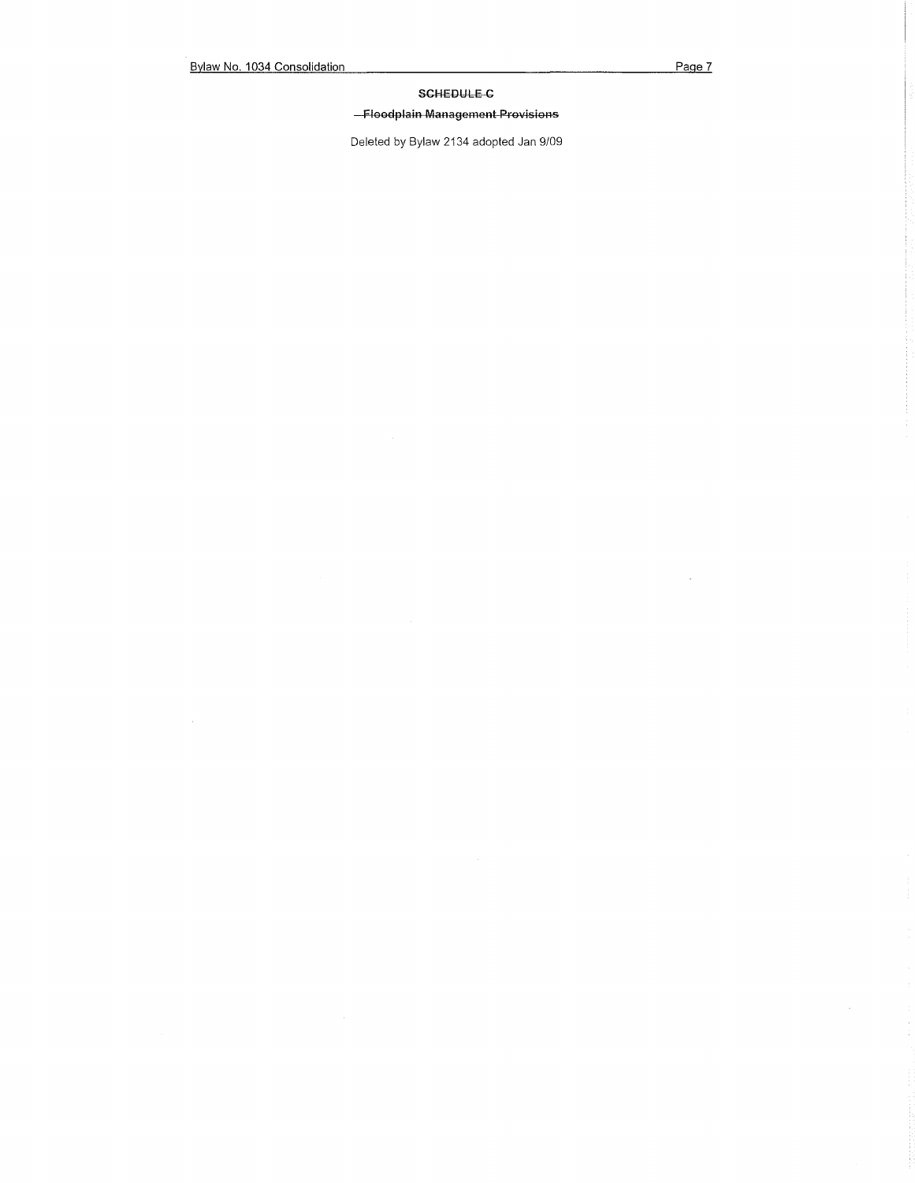**~~SCHEDULE C~~**

**~~Floodplain Management Provisions~~**

Deleted by Bylaw 2134 adopted Jan 9/09